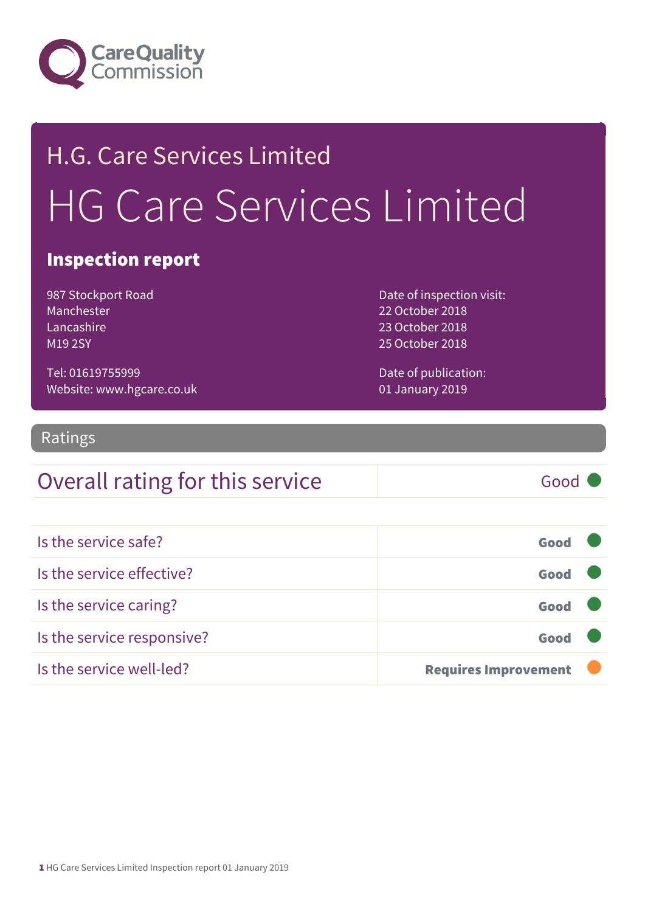Care Quality Commission

H.G. Care Services Limited

# HG Care Services Limited

## Inspection report

987 Stockport Road
Manchester
Lancashire
M19 2SY

Tel: 01619755999
Website: www.hgcare.co.uk

Date of inspection visit:
22 October 2018
23 October 2018
25 October 2018

Date of publication:
01 January 2019

## Ratings

| Overall rating for this service | Good |
|---|---|

| | |
|---|---|
| Is the service safe? | **Good** |
| Is the service effective? | **Good** |
| Is the service caring? | **Good** |
| Is the service responsive? | **Good** |
| Is the service well-led? | **Requires Improvement** |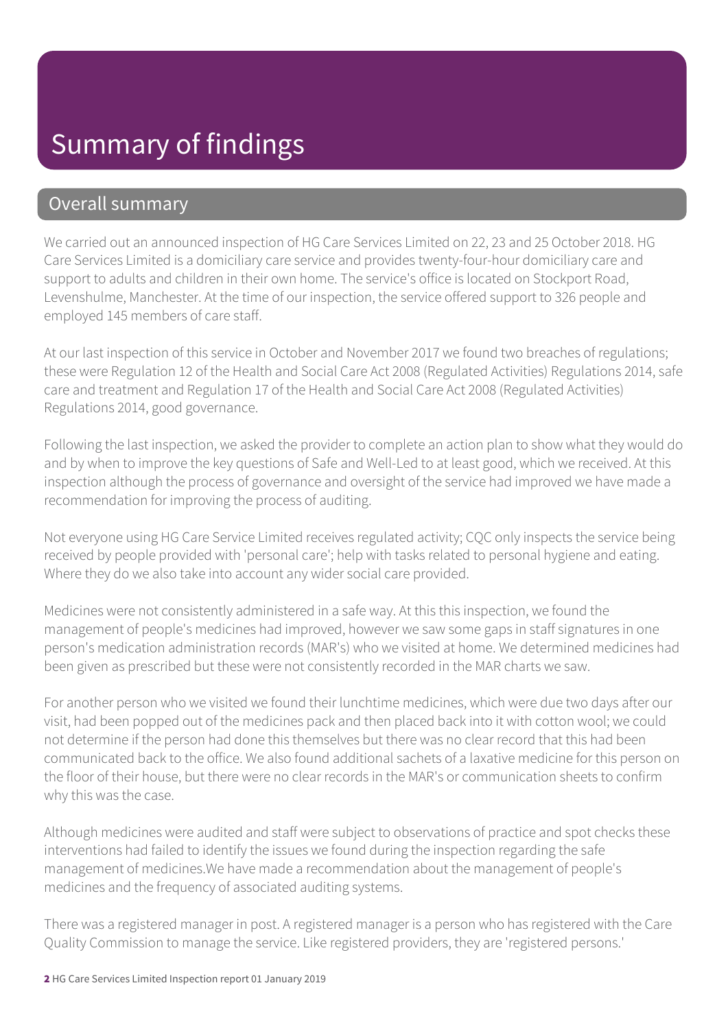# Summary of findings

## Overall summary

We carried out an announced inspection of HG Care Services Limited on 22, 23 and 25 October 2018. HG Care Services Limited is a domiciliary care service and provides twenty-four-hour domiciliary care and support to adults and children in their own home. The service's office is located on Stockport Road, Levenshulme, Manchester. At the time of our inspection, the service offered support to 326 people and employed 145 members of care staff.

At our last inspection of this service in October and November 2017 we found two breaches of regulations; these were Regulation 12 of the Health and Social Care Act 2008 (Regulated Activities) Regulations 2014, safe care and treatment and Regulation 17 of the Health and Social Care Act 2008 (Regulated Activities) Regulations 2014, good governance.

Following the last inspection, we asked the provider to complete an action plan to show what they would do and by when to improve the key questions of Safe and Well-Led to at least good, which we received. At this inspection although the process of governance and oversight of the service had improved we have made a recommendation for improving the process of auditing.

Not everyone using HG Care Service Limited receives regulated activity; CQC only inspects the service being received by people provided with 'personal care'; help with tasks related to personal hygiene and eating. Where they do we also take into account any wider social care provided.

Medicines were not consistently administered in a safe way. At this this inspection, we found the management of people's medicines had improved, however we saw some gaps in staff signatures in one person's medication administration records (MAR's) who we visited at home. We determined medicines had been given as prescribed but these were not consistently recorded in the MAR charts we saw.

For another person who we visited we found their lunchtime medicines, which were due two days after our visit, had been popped out of the medicines pack and then placed back into it with cotton wool; we could not determine if the person had done this themselves but there was no clear record that this had been communicated back to the office. We also found additional sachets of a laxative medicine for this person on the floor of their house, but there were no clear records in the MAR's or communication sheets to confirm why this was the case.

Although medicines were audited and staff were subject to observations of practice and spot checks these interventions had failed to identify the issues we found during the inspection regarding the safe management of medicines.We have made a recommendation about the management of people's medicines and the frequency of associated auditing systems.

There was a registered manager in post. A registered manager is a person who has registered with the Care Quality Commission to manage the service. Like registered providers, they are 'registered persons.'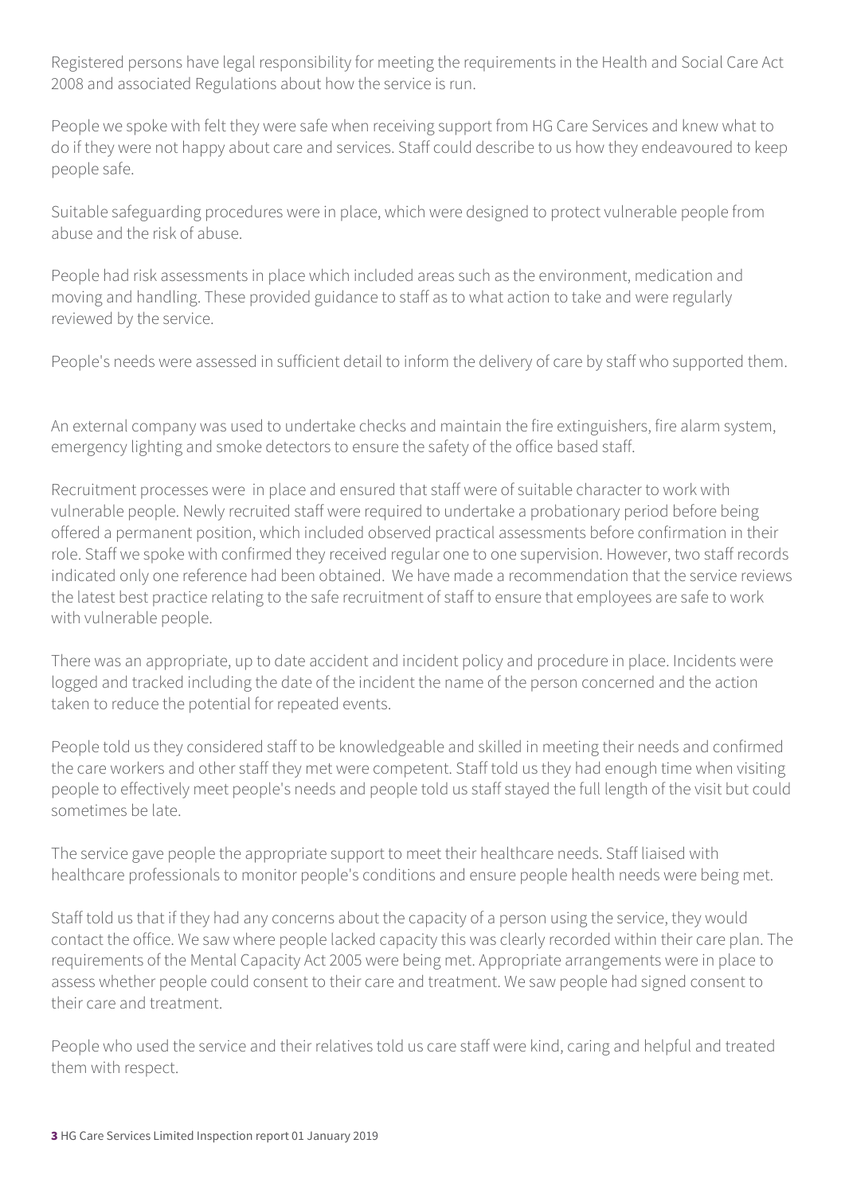Registered persons have legal responsibility for meeting the requirements in the Health and Social Care Act 2008 and associated Regulations about how the service is run.

People we spoke with felt they were safe when receiving support from HG Care Services and knew what to do if they were not happy about care and services. Staff could describe to us how they endeavoured to keep people safe.

Suitable safeguarding procedures were in place, which were designed to protect vulnerable people from abuse and the risk of abuse.

People had risk assessments in place which included areas such as the environment, medication and moving and handling. These provided guidance to staff as to what action to take and were regularly reviewed by the service.

People's needs were assessed in sufficient detail to inform the delivery of care by staff who supported them.

An external company was used to undertake checks and maintain the fire extinguishers, fire alarm system, emergency lighting and smoke detectors to ensure the safety of the office based staff.

Recruitment processes were in place and ensured that staff were of suitable character to work with vulnerable people. Newly recruited staff were required to undertake a probationary period before being offered a permanent position, which included observed practical assessments before confirmation in their role. Staff we spoke with confirmed they received regular one to one supervision. However, two staff records indicated only one reference had been obtained. We have made a recommendation that the service reviews the latest best practice relating to the safe recruitment of staff to ensure that employees are safe to work with vulnerable people.

There was an appropriate, up to date accident and incident policy and procedure in place. Incidents were logged and tracked including the date of the incident the name of the person concerned and the action taken to reduce the potential for repeated events.

People told us they considered staff to be knowledgeable and skilled in meeting their needs and confirmed the care workers and other staff they met were competent. Staff told us they had enough time when visiting people to effectively meet people's needs and people told us staff stayed the full length of the visit but could sometimes be late.

The service gave people the appropriate support to meet their healthcare needs. Staff liaised with healthcare professionals to monitor people's conditions and ensure people health needs were being met.

Staff told us that if they had any concerns about the capacity of a person using the service, they would contact the office. We saw where people lacked capacity this was clearly recorded within their care plan. The requirements of the Mental Capacity Act 2005 were being met. Appropriate arrangements were in place to assess whether people could consent to their care and treatment. We saw people had signed consent to their care and treatment.

People who used the service and their relatives told us care staff were kind, caring and helpful and treated them with respect.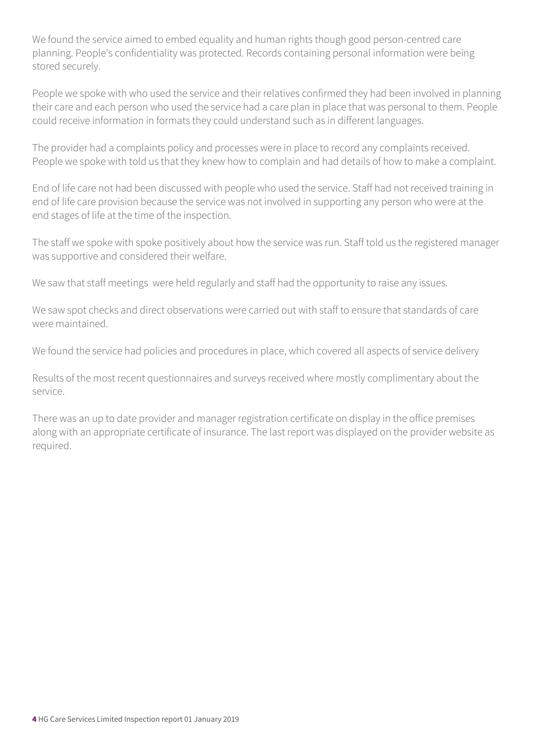We found the service aimed to embed equality and human rights though good person-centred care planning. People's confidentiality was protected. Records containing personal information were being stored securely.

People we spoke with who used the service and their relatives confirmed they had been involved in planning their care and each person who used the service had a care plan in place that was personal to them. People could receive information in formats they could understand such as in different languages.

The provider had a complaints policy and processes were in place to record any complaints received. People we spoke with told us that they knew how to complain and had details of how to make a complaint.

End of life care not had been discussed with people who used the service. Staff had not received training in end of life care provision because the service was not involved in supporting any person who were at the end stages of life at the time of the inspection.

The staff we spoke with spoke positively about how the service was run. Staff told us the registered manager was supportive and considered their welfare.

We saw that staff meetings  were held regularly and staff had the opportunity to raise any issues.

We saw spot checks and direct observations were carried out with staff to ensure that standards of care were maintained.

We found the service had policies and procedures in place, which covered all aspects of service delivery

Results of the most recent questionnaires and surveys received where mostly complimentary about the service.

There was an up to date provider and manager registration certificate on display in the office premises along with an appropriate certificate of insurance. The last report was displayed on the provider website as required.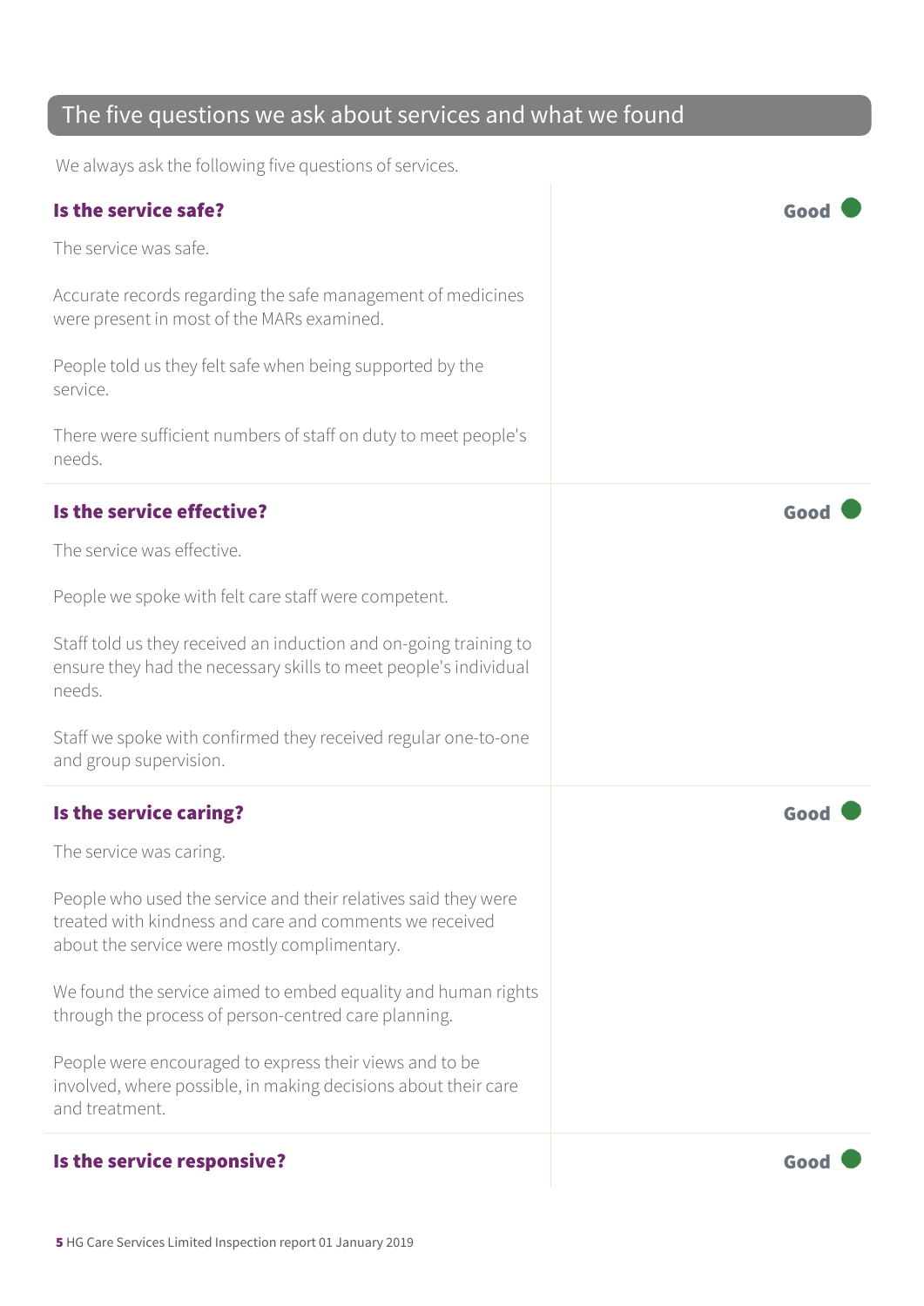## The five questions we ask about services and what we found

We always ask the following five questions of services.

### Is the service safe? — Good

The service was safe.

Accurate records regarding the safe management of medicines were present in most of the MARs examined.

People told us they felt safe when being supported by the service.

There were sufficient numbers of staff on duty to meet people's needs.

### Is the service effective? — Good

The service was effective.

People we spoke with felt care staff were competent.

Staff told us they received an induction and on-going training to ensure they had the necessary skills to meet people's individual needs.

Staff we spoke with confirmed they received regular one-to-one and group supervision.

### Is the service caring? — Good

The service was caring.

People who used the service and their relatives said they were treated with kindness and care and comments we received about the service were mostly complimentary.

We found the service aimed to embed equality and human rights through the process of person-centred care planning.

People were encouraged to express their views and to be involved, where possible, in making decisions about their care and treatment.

### Is the service responsive? — Good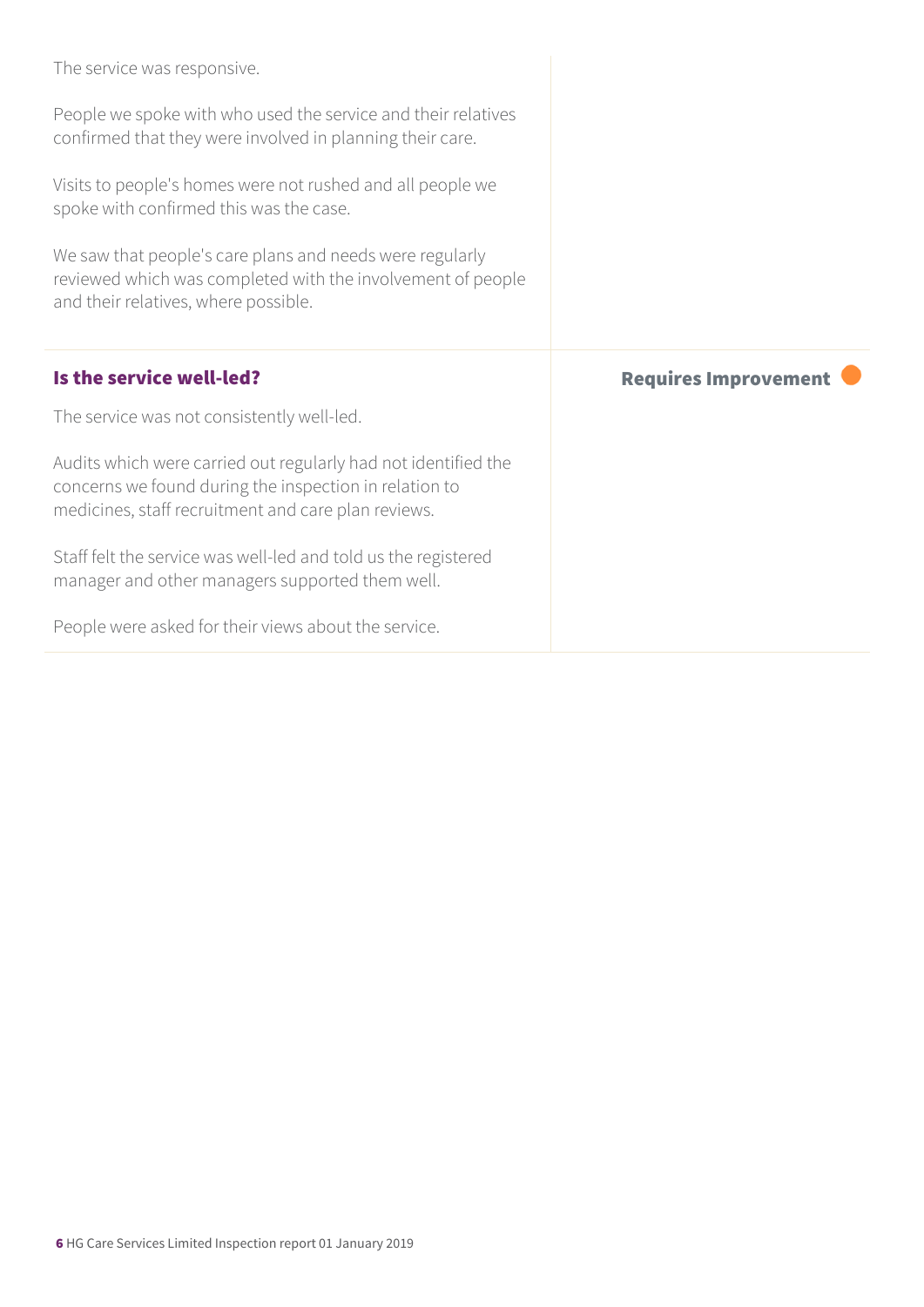The service was responsive.

People we spoke with who used the service and their relatives confirmed that they were involved in planning their care.

Visits to people's homes were not rushed and all people we spoke with confirmed this was the case.

We saw that people's care plans and needs were regularly reviewed which was completed with the involvement of people and their relatives, where possible.

### Is the service well-led?

**Requires Improvement**

The service was not consistently well-led.

Audits which were carried out regularly had not identified the concerns we found during the inspection in relation to medicines, staff recruitment and care plan reviews.

Staff felt the service was well-led and told us the registered manager and other managers supported them well.

People were asked for their views about the service.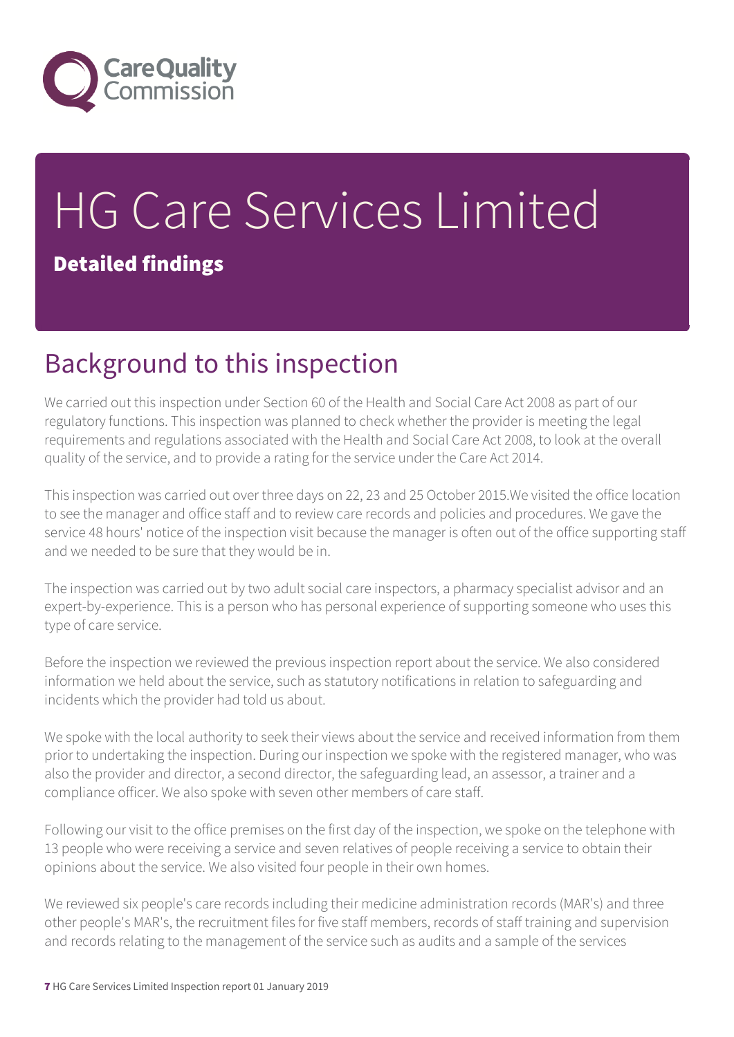# HG Care Services Limited

## Detailed findings

## Background to this inspection

We carried out this inspection under Section 60 of the Health and Social Care Act 2008 as part of our regulatory functions. This inspection was planned to check whether the provider is meeting the legal requirements and regulations associated with the Health and Social Care Act 2008, to look at the overall quality of the service, and to provide a rating for the service under the Care Act 2014.

This inspection was carried out over three days on 22, 23 and 25 October 2015.We visited the office location to see the manager and office staff and to review care records and policies and procedures. We gave the service 48 hours' notice of the inspection visit because the manager is often out of the office supporting staff and we needed to be sure that they would be in.

The inspection was carried out by two adult social care inspectors, a pharmacy specialist advisor and an expert-by-experience. This is a person who has personal experience of supporting someone who uses this type of care service.

Before the inspection we reviewed the previous inspection report about the service. We also considered information we held about the service, such as statutory notifications in relation to safeguarding and incidents which the provider had told us about.

We spoke with the local authority to seek their views about the service and received information from them prior to undertaking the inspection. During our inspection we spoke with the registered manager, who was also the provider and director, a second director, the safeguarding lead, an assessor, a trainer and a compliance officer. We also spoke with seven other members of care staff.

Following our visit to the office premises on the first day of the inspection, we spoke on the telephone with 13 people who were receiving a service and seven relatives of people receiving a service to obtain their opinions about the service. We also visited four people in their own homes.

We reviewed six people's care records including their medicine administration records (MAR's) and three other people's MAR's, the recruitment files for five staff members, records of staff training and supervision and records relating to the management of the service such as audits and a sample of the services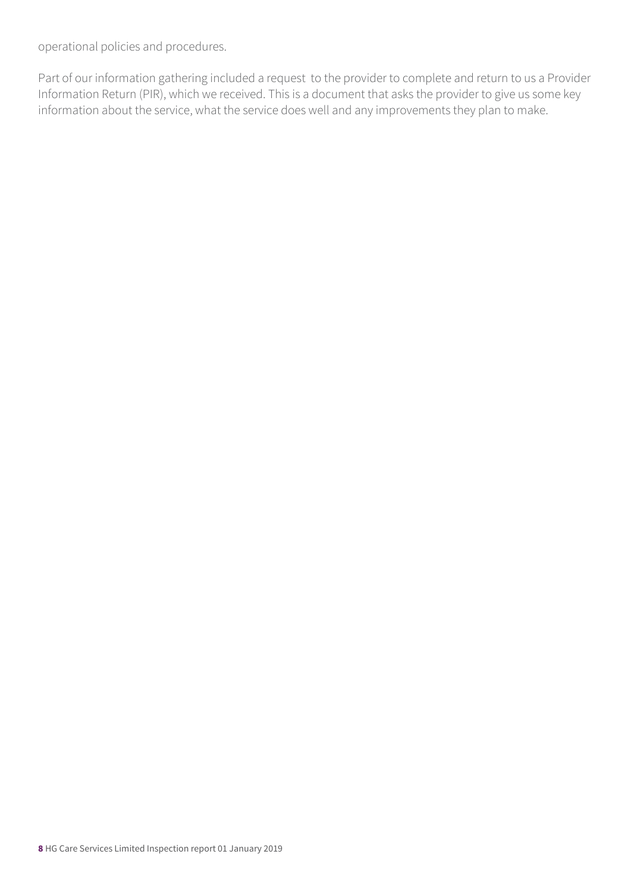operational policies and procedures.

Part of our information gathering included a request to the provider to complete and return to us a Provider Information Return (PIR), which we received. This is a document that asks the provider to give us some key information about the service, what the service does well and any improvements they plan to make.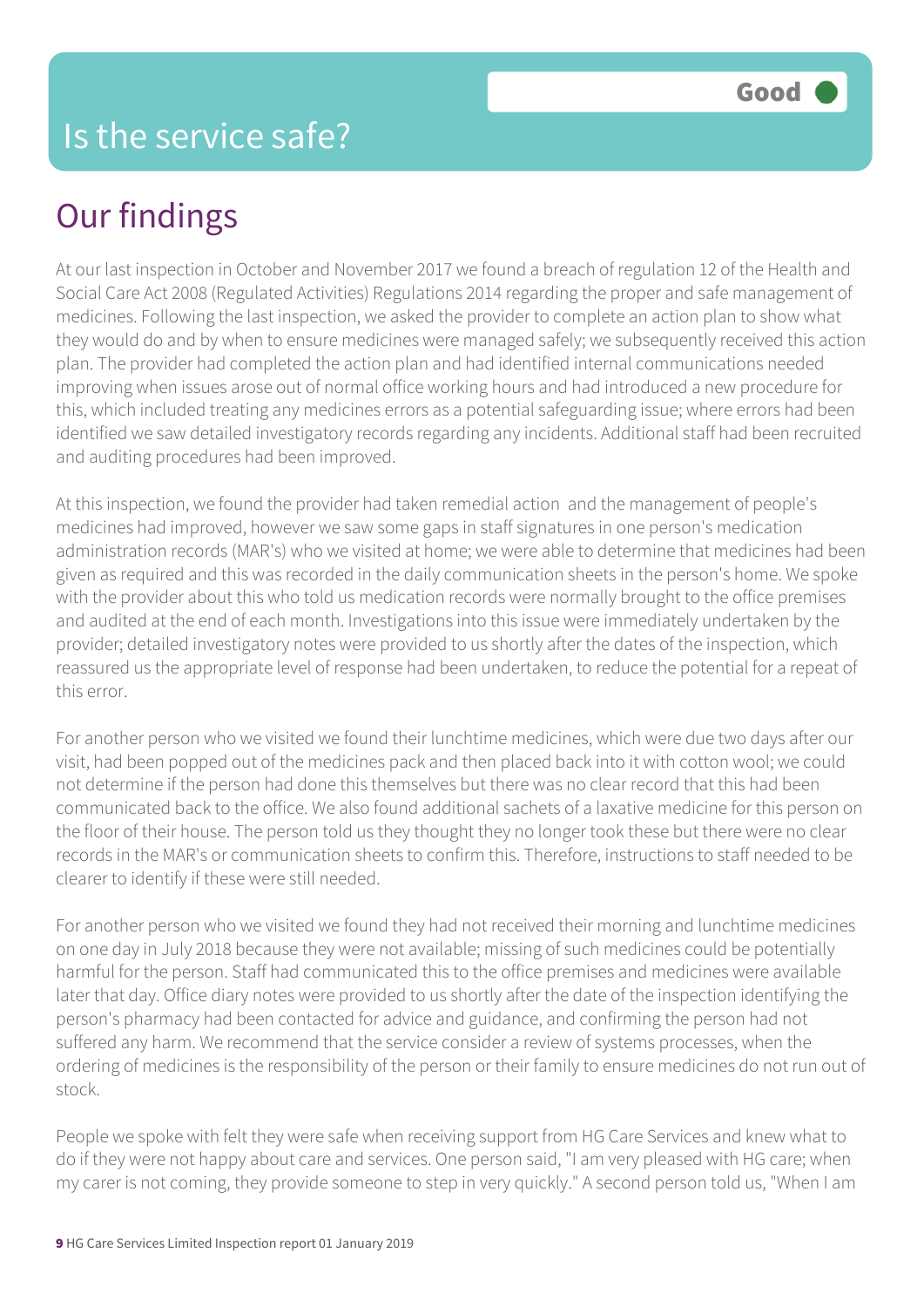# Is the service safe?

**Good**

## Our findings

At our last inspection in October and November 2017 we found a breach of regulation 12 of the Health and Social Care Act 2008 (Regulated Activities) Regulations 2014 regarding the proper and safe management of medicines. Following the last inspection, we asked the provider to complete an action plan to show what they would do and by when to ensure medicines were managed safely; we subsequently received this action plan. The provider had completed the action plan and had identified internal communications needed improving when issues arose out of normal office working hours and had introduced a new procedure for this, which included treating any medicines errors as a potential safeguarding issue; where errors had been identified we saw detailed investigatory records regarding any incidents. Additional staff had been recruited and auditing procedures had been improved.

At this inspection, we found the provider had taken remedial action and the management of people's medicines had improved, however we saw some gaps in staff signatures in one person's medication administration records (MAR's) who we visited at home; we were able to determine that medicines had been given as required and this was recorded in the daily communication sheets in the person's home. We spoke with the provider about this who told us medication records were normally brought to the office premises and audited at the end of each month. Investigations into this issue were immediately undertaken by the provider; detailed investigatory notes were provided to us shortly after the dates of the inspection, which reassured us the appropriate level of response had been undertaken, to reduce the potential for a repeat of this error.

For another person who we visited we found their lunchtime medicines, which were due two days after our visit, had been popped out of the medicines pack and then placed back into it with cotton wool; we could not determine if the person had done this themselves but there was no clear record that this had been communicated back to the office. We also found additional sachets of a laxative medicine for this person on the floor of their house. The person told us they thought they no longer took these but there were no clear records in the MAR's or communication sheets to confirm this. Therefore, instructions to staff needed to be clearer to identify if these were still needed.

For another person who we visited we found they had not received their morning and lunchtime medicines on one day in July 2018 because they were not available; missing of such medicines could be potentially harmful for the person. Staff had communicated this to the office premises and medicines were available later that day. Office diary notes were provided to us shortly after the date of the inspection identifying the person's pharmacy had been contacted for advice and guidance, and confirming the person had not suffered any harm. We recommend that the service consider a review of systems processes, when the ordering of medicines is the responsibility of the person or their family to ensure medicines do not run out of stock.

People we spoke with felt they were safe when receiving support from HG Care Services and knew what to do if they were not happy about care and services. One person said, "I am very pleased with HG care; when my carer is not coming, they provide someone to step in very quickly." A second person told us, "When I am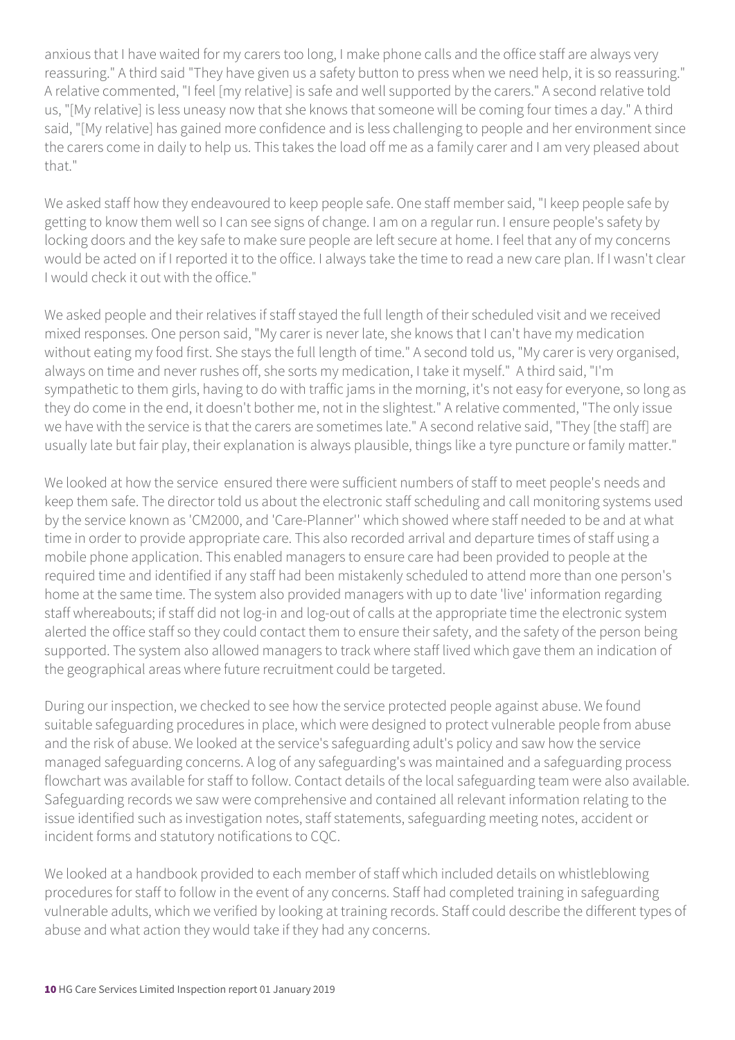anxious that I have waited for my carers too long, I make phone calls and the office staff are always very reassuring." A third said "They have given us a safety button to press when we need help, it is so reassuring." A relative commented, "I feel [my relative] is safe and well supported by the carers." A second relative told us, "[My relative] is less uneasy now that she knows that someone will be coming four times a day." A third said, "[My relative] has gained more confidence and is less challenging to people and her environment since the carers come in daily to help us. This takes the load off me as a family carer and I am very pleased about that."

We asked staff how they endeavoured to keep people safe. One staff member said, "I keep people safe by getting to know them well so I can see signs of change. I am on a regular run. I ensure people's safety by locking doors and the key safe to make sure people are left secure at home. I feel that any of my concerns would be acted on if I reported it to the office. I always take the time to read a new care plan. If I wasn't clear I would check it out with the office."

We asked people and their relatives if staff stayed the full length of their scheduled visit and we received mixed responses. One person said, "My carer is never late, she knows that I can't have my medication without eating my food first. She stays the full length of time." A second told us, "My carer is very organised, always on time and never rushes off, she sorts my medication, I take it myself." A third said, "I'm sympathetic to them girls, having to do with traffic jams in the morning, it's not easy for everyone, so long as they do come in the end, it doesn't bother me, not in the slightest." A relative commented, "The only issue we have with the service is that the carers are sometimes late." A second relative said, "They [the staff] are usually late but fair play, their explanation is always plausible, things like a tyre puncture or family matter."

We looked at how the service ensured there were sufficient numbers of staff to meet people's needs and keep them safe. The director told us about the electronic staff scheduling and call monitoring systems used by the service known as 'CM2000, and 'Care-Planner'' which showed where staff needed to be and at what time in order to provide appropriate care. This also recorded arrival and departure times of staff using a mobile phone application. This enabled managers to ensure care had been provided to people at the required time and identified if any staff had been mistakenly scheduled to attend more than one person's home at the same time. The system also provided managers with up to date 'live' information regarding staff whereabouts; if staff did not log-in and log-out of calls at the appropriate time the electronic system alerted the office staff so they could contact them to ensure their safety, and the safety of the person being supported. The system also allowed managers to track where staff lived which gave them an indication of the geographical areas where future recruitment could be targeted.

During our inspection, we checked to see how the service protected people against abuse. We found suitable safeguarding procedures in place, which were designed to protect vulnerable people from abuse and the risk of abuse. We looked at the service's safeguarding adult's policy and saw how the service managed safeguarding concerns. A log of any safeguarding's was maintained and a safeguarding process flowchart was available for staff to follow. Contact details of the local safeguarding team were also available. Safeguarding records we saw were comprehensive and contained all relevant information relating to the issue identified such as investigation notes, staff statements, safeguarding meeting notes, accident or incident forms and statutory notifications to CQC.

We looked at a handbook provided to each member of staff which included details on whistleblowing procedures for staff to follow in the event of any concerns. Staff had completed training in safeguarding vulnerable adults, which we verified by looking at training records. Staff could describe the different types of abuse and what action they would take if they had any concerns.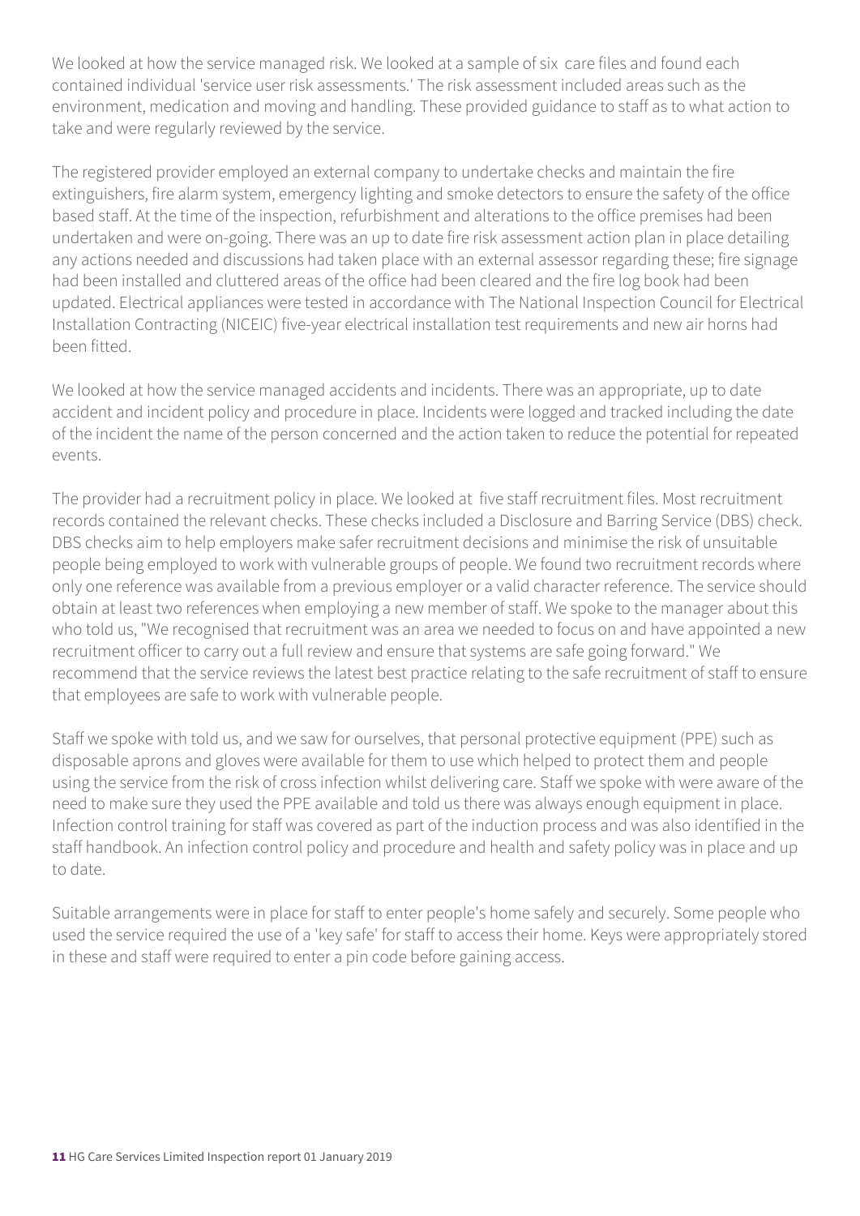We looked at how the service managed risk. We looked at a sample of six care files and found each contained individual 'service user risk assessments.' The risk assessment included areas such as the environment, medication and moving and handling. These provided guidance to staff as to what action to take and were regularly reviewed by the service.

The registered provider employed an external company to undertake checks and maintain the fire extinguishers, fire alarm system, emergency lighting and smoke detectors to ensure the safety of the office based staff. At the time of the inspection, refurbishment and alterations to the office premises had been undertaken and were on-going. There was an up to date fire risk assessment action plan in place detailing any actions needed and discussions had taken place with an external assessor regarding these; fire signage had been installed and cluttered areas of the office had been cleared and the fire log book had been updated. Electrical appliances were tested in accordance with The National Inspection Council for Electrical Installation Contracting (NICEIC) five-year electrical installation test requirements and new air horns had been fitted.

We looked at how the service managed accidents and incidents. There was an appropriate, up to date accident and incident policy and procedure in place. Incidents were logged and tracked including the date of the incident the name of the person concerned and the action taken to reduce the potential for repeated events.

The provider had a recruitment policy in place. We looked at five staff recruitment files. Most recruitment records contained the relevant checks. These checks included a Disclosure and Barring Service (DBS) check. DBS checks aim to help employers make safer recruitment decisions and minimise the risk of unsuitable people being employed to work with vulnerable groups of people. We found two recruitment records where only one reference was available from a previous employer or a valid character reference. The service should obtain at least two references when employing a new member of staff. We spoke to the manager about this who told us, "We recognised that recruitment was an area we needed to focus on and have appointed a new recruitment officer to carry out a full review and ensure that systems are safe going forward." We recommend that the service reviews the latest best practice relating to the safe recruitment of staff to ensure that employees are safe to work with vulnerable people.

Staff we spoke with told us, and we saw for ourselves, that personal protective equipment (PPE) such as disposable aprons and gloves were available for them to use which helped to protect them and people using the service from the risk of cross infection whilst delivering care. Staff we spoke with were aware of the need to make sure they used the PPE available and told us there was always enough equipment in place. Infection control training for staff was covered as part of the induction process and was also identified in the staff handbook. An infection control policy and procedure and health and safety policy was in place and up to date.

Suitable arrangements were in place for staff to enter people's home safely and securely. Some people who used the service required the use of a 'key safe' for staff to access their home. Keys were appropriately stored in these and staff were required to enter a pin code before gaining access.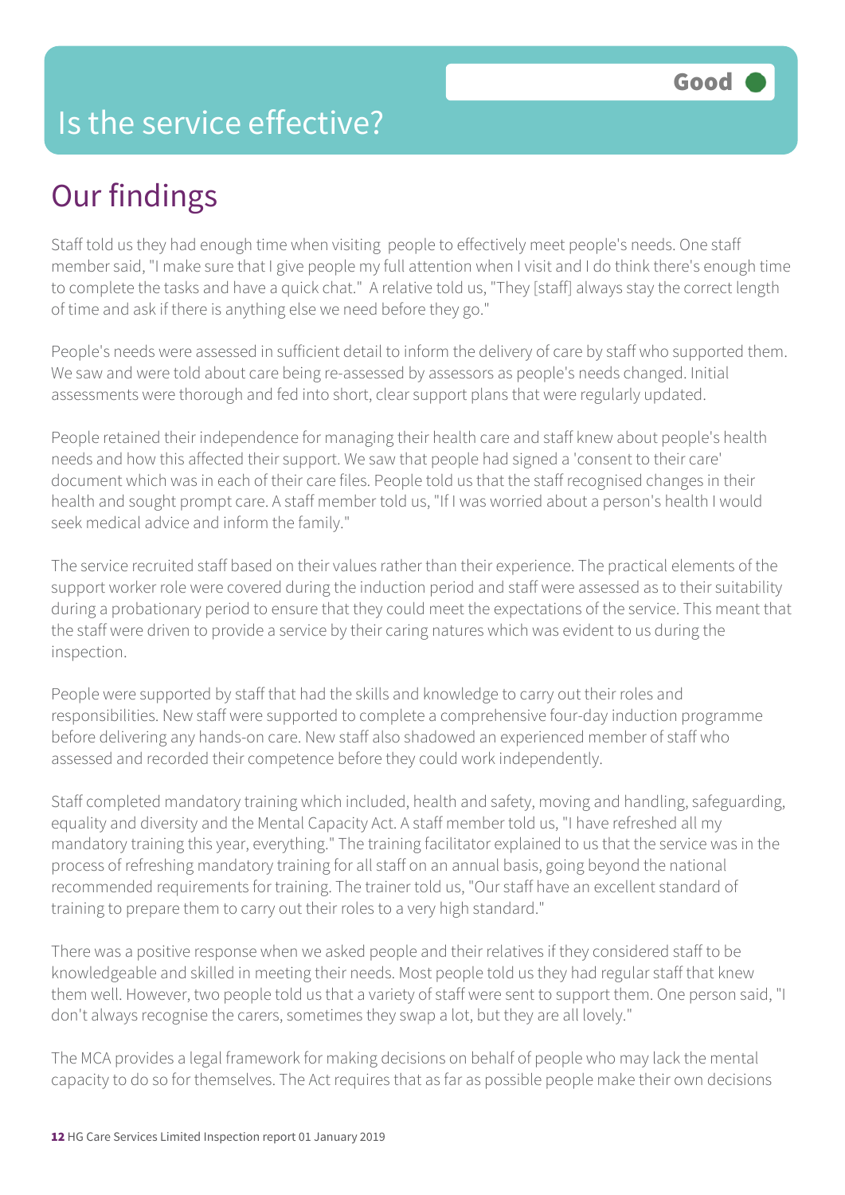# Is the service effective?

Good

## Our findings

Staff told us they had enough time when visiting  people to effectively meet people's needs. One staff member said, "I make sure that I give people my full attention when I visit and I do think there's enough time to complete the tasks and have a quick chat."  A relative told us, "They [staff] always stay the correct length of time and ask if there is anything else we need before they go."

People's needs were assessed in sufficient detail to inform the delivery of care by staff who supported them. We saw and were told about care being re-assessed by assessors as people's needs changed. Initial assessments were thorough and fed into short, clear support plans that were regularly updated.

People retained their independence for managing their health care and staff knew about people's health needs and how this affected their support. We saw that people had signed a 'consent to their care' document which was in each of their care files. People told us that the staff recognised changes in their health and sought prompt care. A staff member told us, "If I was worried about a person's health I would seek medical advice and inform the family."

The service recruited staff based on their values rather than their experience. The practical elements of the support worker role were covered during the induction period and staff were assessed as to their suitability during a probationary period to ensure that they could meet the expectations of the service. This meant that the staff were driven to provide a service by their caring natures which was evident to us during the inspection.

People were supported by staff that had the skills and knowledge to carry out their roles and responsibilities. New staff were supported to complete a comprehensive four-day induction programme before delivering any hands-on care. New staff also shadowed an experienced member of staff who assessed and recorded their competence before they could work independently.

Staff completed mandatory training which included, health and safety, moving and handling, safeguarding, equality and diversity and the Mental Capacity Act. A staff member told us, "I have refreshed all my mandatory training this year, everything." The training facilitator explained to us that the service was in the process of refreshing mandatory training for all staff on an annual basis, going beyond the national recommended requirements for training. The trainer told us, "Our staff have an excellent standard of training to prepare them to carry out their roles to a very high standard."

There was a positive response when we asked people and their relatives if they considered staff to be knowledgeable and skilled in meeting their needs. Most people told us they had regular staff that knew them well. However, two people told us that a variety of staff were sent to support them. One person said, "I don't always recognise the carers, sometimes they swap a lot, but they are all lovely."

The MCA provides a legal framework for making decisions on behalf of people who may lack the mental capacity to do so for themselves. The Act requires that as far as possible people make their own decisions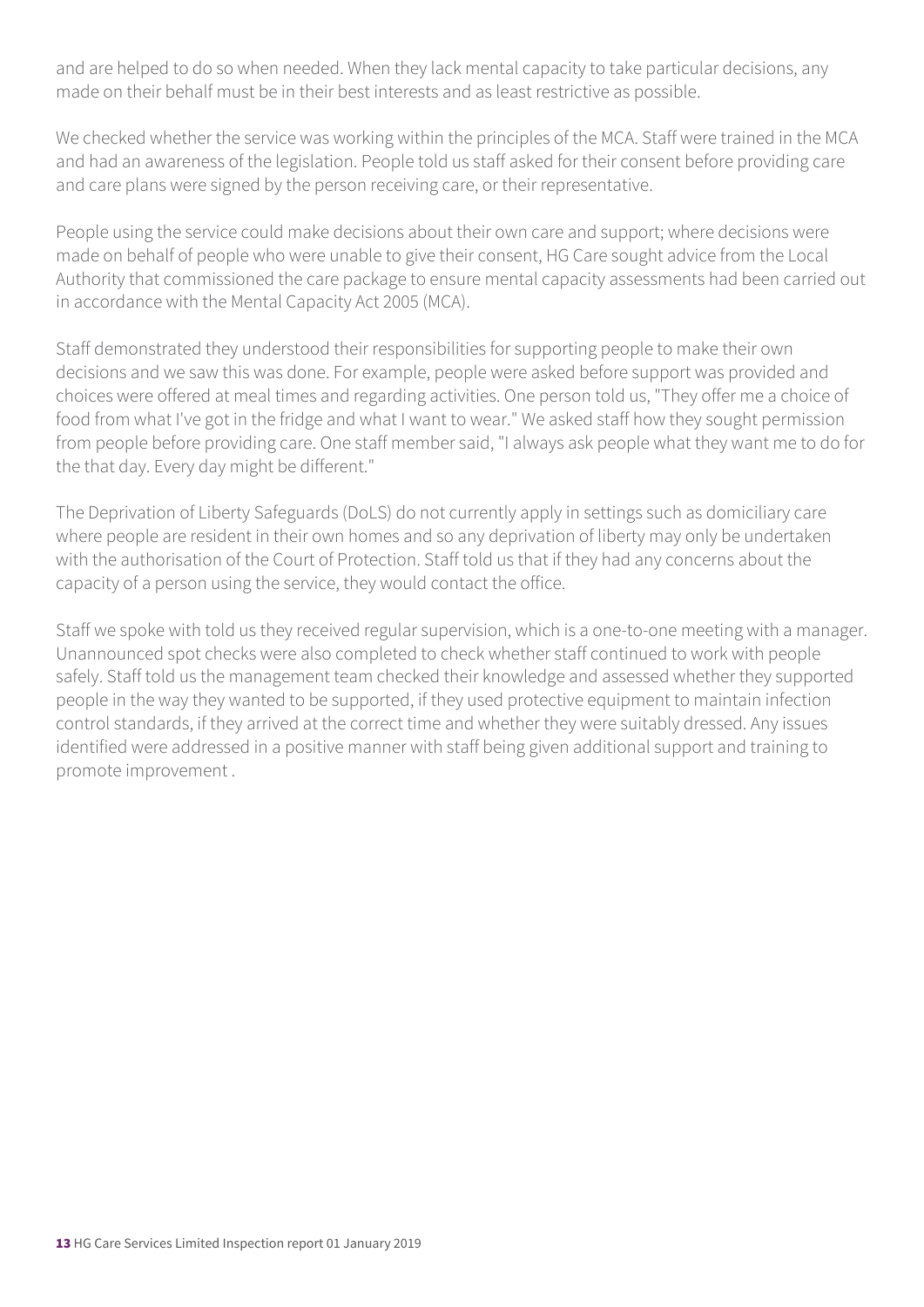and are helped to do so when needed. When they lack mental capacity to take particular decisions, any made on their behalf must be in their best interests and as least restrictive as possible.

We checked whether the service was working within the principles of the MCA. Staff were trained in the MCA and had an awareness of the legislation. People told us staff asked for their consent before providing care and care plans were signed by the person receiving care, or their representative.

People using the service could make decisions about their own care and support; where decisions were made on behalf of people who were unable to give their consent, HG Care sought advice from the Local Authority that commissioned the care package to ensure mental capacity assessments had been carried out in accordance with the Mental Capacity Act 2005 (MCA).

Staff demonstrated they understood their responsibilities for supporting people to make their own decisions and we saw this was done. For example, people were asked before support was provided and choices were offered at meal times and regarding activities. One person told us, "They offer me a choice of food from what I've got in the fridge and what I want to wear." We asked staff how they sought permission from people before providing care. One staff member said, "I always ask people what they want me to do for the that day. Every day might be different."

The Deprivation of Liberty Safeguards (DoLS) do not currently apply in settings such as domiciliary care where people are resident in their own homes and so any deprivation of liberty may only be undertaken with the authorisation of the Court of Protection. Staff told us that if they had any concerns about the capacity of a person using the service, they would contact the office.

Staff we spoke with told us they received regular supervision, which is a one-to-one meeting with a manager. Unannounced spot checks were also completed to check whether staff continued to work with people safely. Staff told us the management team checked their knowledge and assessed whether they supported people in the way they wanted to be supported, if they used protective equipment to maintain infection control standards, if they arrived at the correct time and whether they were suitably dressed. Any issues identified were addressed in a positive manner with staff being given additional support and training to promote improvement .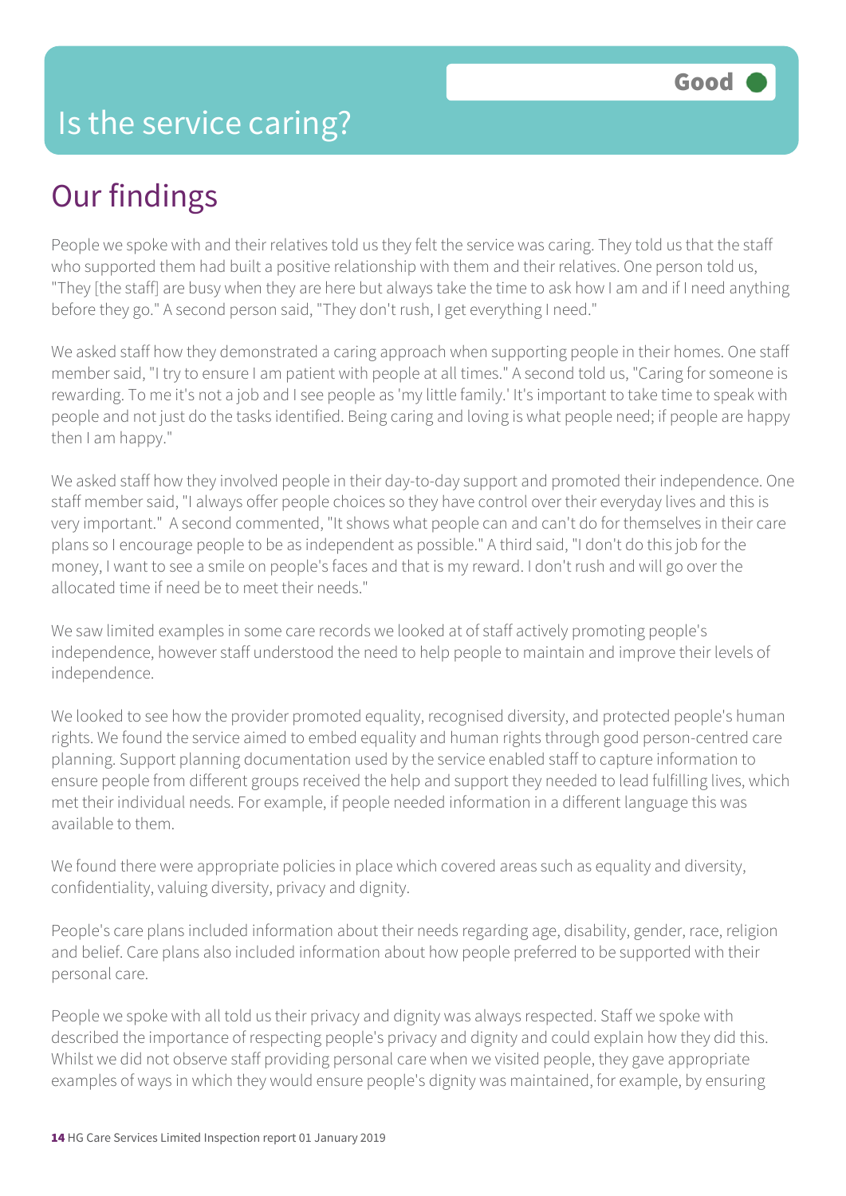# Is the service caring?

**Good**

## Our findings

People we spoke with and their relatives told us they felt the service was caring. They told us that the staff who supported them had built a positive relationship with them and their relatives. One person told us, "They [the staff] are busy when they are here but always take the time to ask how I am and if I need anything before they go." A second person said, "They don't rush, I get everything I need."

We asked staff how they demonstrated a caring approach when supporting people in their homes. One staff member said, "I try to ensure I am patient with people at all times." A second told us, "Caring for someone is rewarding. To me it's not a job and I see people as 'my little family.' It's important to take time to speak with people and not just do the tasks identified. Being caring and loving is what people need; if people are happy then I am happy."

We asked staff how they involved people in their day-to-day support and promoted their independence. One staff member said, "I always offer people choices so they have control over their everyday lives and this is very important." A second commented, "It shows what people can and can't do for themselves in their care plans so I encourage people to be as independent as possible." A third said, "I don't do this job for the money, I want to see a smile on people's faces and that is my reward. I don't rush and will go over the allocated time if need be to meet their needs."

We saw limited examples in some care records we looked at of staff actively promoting people's independence, however staff understood the need to help people to maintain and improve their levels of independence.

We looked to see how the provider promoted equality, recognised diversity, and protected people's human rights. We found the service aimed to embed equality and human rights through good person-centred care planning. Support planning documentation used by the service enabled staff to capture information to ensure people from different groups received the help and support they needed to lead fulfilling lives, which met their individual needs. For example, if people needed information in a different language this was available to them.

We found there were appropriate policies in place which covered areas such as equality and diversity, confidentiality, valuing diversity, privacy and dignity.

People's care plans included information about their needs regarding age, disability, gender, race, religion and belief. Care plans also included information about how people preferred to be supported with their personal care.

People we spoke with all told us their privacy and dignity was always respected. Staff we spoke with described the importance of respecting people's privacy and dignity and could explain how they did this. Whilst we did not observe staff providing personal care when we visited people, they gave appropriate examples of ways in which they would ensure people's dignity was maintained, for example, by ensuring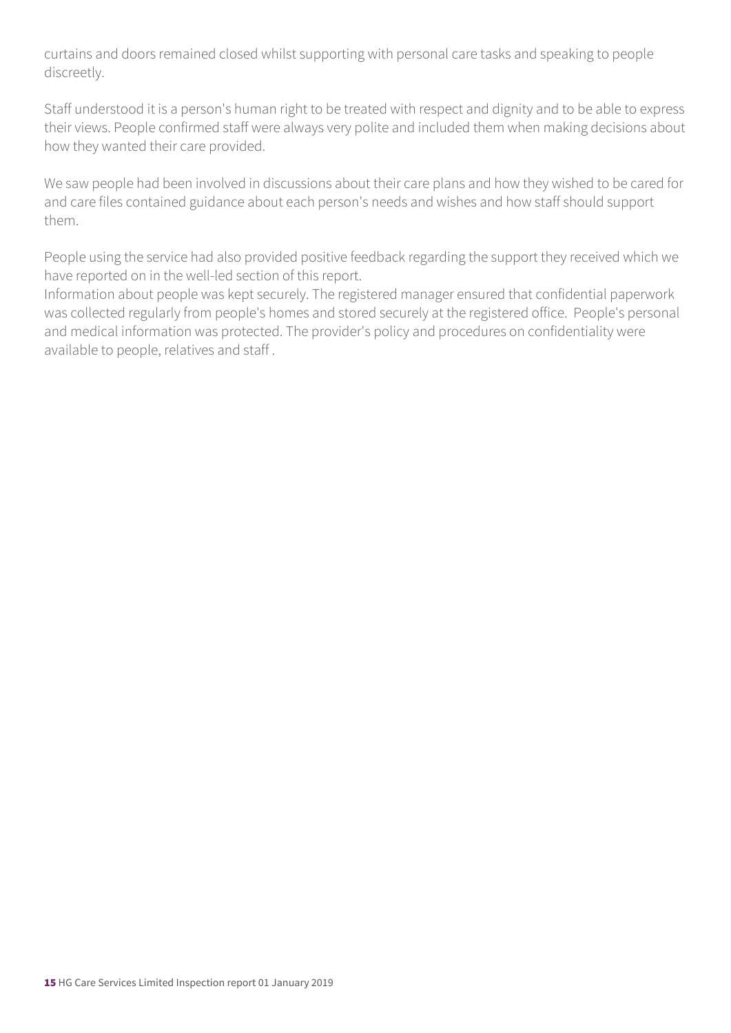curtains and doors remained closed whilst supporting with personal care tasks and speaking to people discreetly.

Staff understood it is a person's human right to be treated with respect and dignity and to be able to express their views. People confirmed staff were always very polite and included them when making decisions about how they wanted their care provided.

We saw people had been involved in discussions about their care plans and how they wished to be cared for and care files contained guidance about each person's needs and wishes and how staff should support them.

People using the service had also provided positive feedback regarding the support they received which we have reported on in the well-led section of this report.
Information about people was kept securely. The registered manager ensured that confidential paperwork was collected regularly from people's homes and stored securely at the registered office. People's personal and medical information was protected. The provider's policy and procedures on confidentiality were available to people, relatives and staff .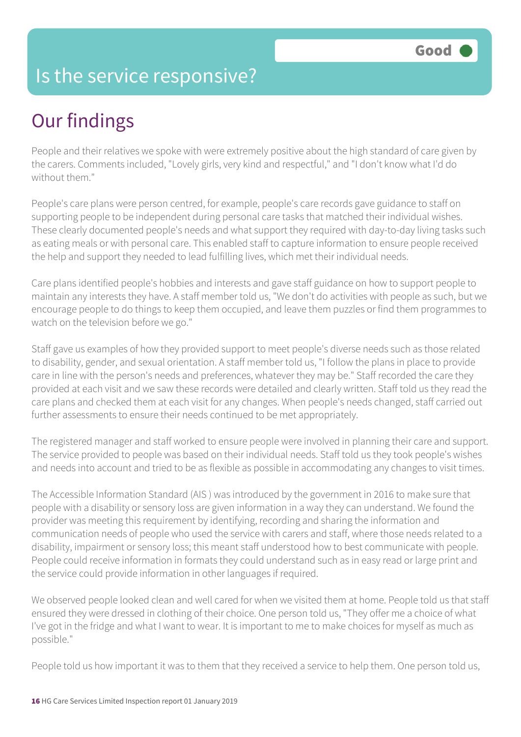# Is the service responsive?

**Good**

## Our findings

People and their relatives we spoke with were extremely positive about the high standard of care given by the carers. Comments included, "Lovely girls, very kind and respectful," and "I don't know what I'd do without them."

People's care plans were person centred, for example, people's care records gave guidance to staff on supporting people to be independent during personal care tasks that matched their individual wishes. These clearly documented people's needs and what support they required with day-to-day living tasks such as eating meals or with personal care. This enabled staff to capture information to ensure people received the help and support they needed to lead fulfilling lives, which met their individual needs.

Care plans identified people's hobbies and interests and gave staff guidance on how to support people to maintain any interests they have. A staff member told us, "We don't do activities with people as such, but we encourage people to do things to keep them occupied, and leave them puzzles or find them programmes to watch on the television before we go."

Staff gave us examples of how they provided support to meet people's diverse needs such as those related to disability, gender, and sexual orientation. A staff member told us, "I follow the plans in place to provide care in line with the person's needs and preferences, whatever they may be." Staff recorded the care they provided at each visit and we saw these records were detailed and clearly written. Staff told us they read the care plans and checked them at each visit for any changes. When people's needs changed, staff carried out further assessments to ensure their needs continued to be met appropriately.

The registered manager and staff worked to ensure people were involved in planning their care and support. The service provided to people was based on their individual needs. Staff told us they took people's wishes and needs into account and tried to be as flexible as possible in accommodating any changes to visit times.

The Accessible Information Standard (AIS ) was introduced by the government in 2016 to make sure that people with a disability or sensory loss are given information in a way they can understand. We found the provider was meeting this requirement by identifying, recording and sharing the information and communication needs of people who used the service with carers and staff, where those needs related to a disability, impairment or sensory loss; this meant staff understood how to best communicate with people. People could receive information in formats they could understand such as in easy read or large print and the service could provide information in other languages if required.

We observed people looked clean and well cared for when we visited them at home. People told us that staff ensured they were dressed in clothing of their choice. One person told us, "They offer me a choice of what I've got in the fridge and what I want to wear. It is important to me to make choices for myself as much as possible."

People told us how important it was to them that they received a service to help them. One person told us,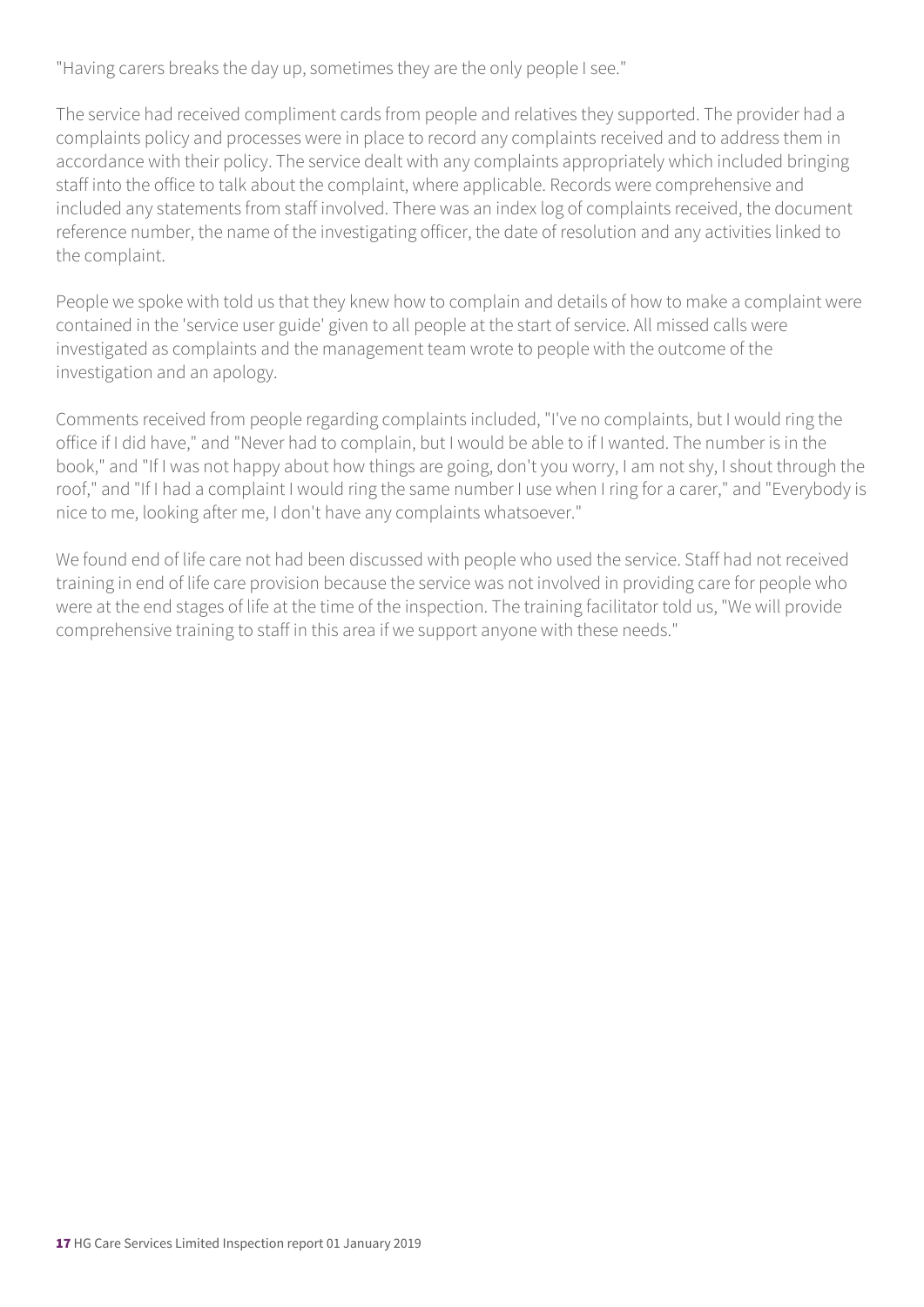"Having carers breaks the day up, sometimes they are the only people I see."

The service had received compliment cards from people and relatives they supported. The provider had a complaints policy and processes were in place to record any complaints received and to address them in accordance with their policy. The service dealt with any complaints appropriately which included bringing staff into the office to talk about the complaint, where applicable. Records were comprehensive and included any statements from staff involved. There was an index log of complaints received, the document reference number, the name of the investigating officer, the date of resolution and any activities linked to the complaint.

People we spoke with told us that they knew how to complain and details of how to make a complaint were contained in the 'service user guide' given to all people at the start of service. All missed calls were investigated as complaints and the management team wrote to people with the outcome of the investigation and an apology.

Comments received from people regarding complaints included, "I've no complaints, but I would ring the office if I did have," and "Never had to complain, but I would be able to if I wanted. The number is in the book," and "If I was not happy about how things are going, don't you worry, I am not shy, I shout through the roof," and "If I had a complaint I would ring the same number I use when I ring for a carer," and "Everybody is nice to me, looking after me, I don't have any complaints whatsoever."

We found end of life care not had been discussed with people who used the service. Staff had not received training in end of life care provision because the service was not involved in providing care for people who were at the end stages of life at the time of the inspection. The training facilitator told us, "We will provide comprehensive training to staff in this area if we support anyone with these needs."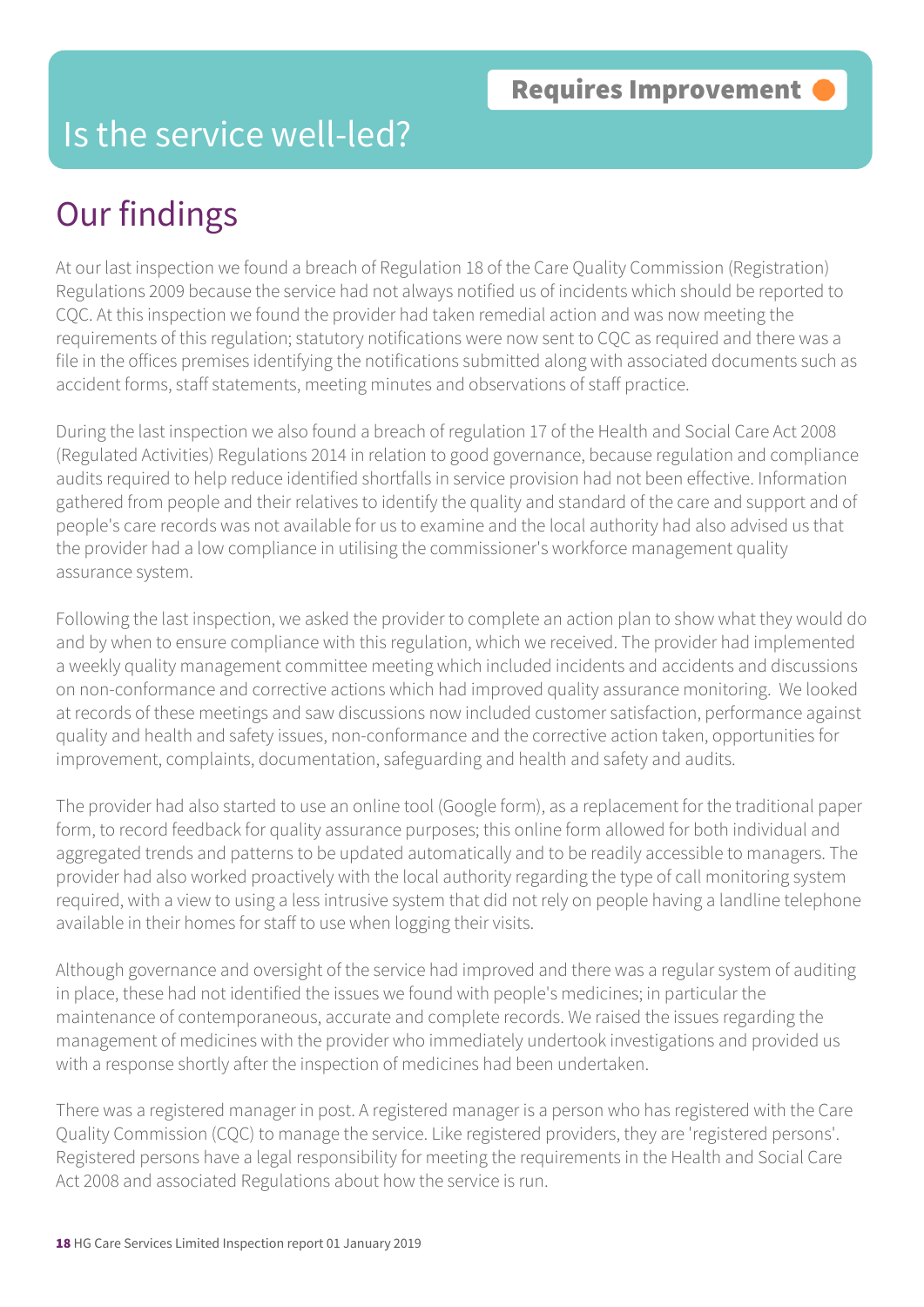# Is the service well-led?

**Requires Improvement**

## Our findings

At our last inspection we found a breach of Regulation 18 of the Care Quality Commission (Registration) Regulations 2009 because the service had not always notified us of incidents which should be reported to CQC. At this inspection we found the provider had taken remedial action and was now meeting the requirements of this regulation; statutory notifications were now sent to CQC as required and there was a file in the offices premises identifying the notifications submitted along with associated documents such as accident forms, staff statements, meeting minutes and observations of staff practice.

During the last inspection we also found a breach of regulation 17 of the Health and Social Care Act 2008 (Regulated Activities) Regulations 2014 in relation to good governance, because regulation and compliance audits required to help reduce identified shortfalls in service provision had not been effective. Information gathered from people and their relatives to identify the quality and standard of the care and support and of people's care records was not available for us to examine and the local authority had also advised us that the provider had a low compliance in utilising the commissioner's workforce management quality assurance system.

Following the last inspection, we asked the provider to complete an action plan to show what they would do and by when to ensure compliance with this regulation, which we received. The provider had implemented a weekly quality management committee meeting which included incidents and accidents and discussions on non-conformance and corrective actions which had improved quality assurance monitoring. We looked at records of these meetings and saw discussions now included customer satisfaction, performance against quality and health and safety issues, non-conformance and the corrective action taken, opportunities for improvement, complaints, documentation, safeguarding and health and safety and audits.

The provider had also started to use an online tool (Google form), as a replacement for the traditional paper form, to record feedback for quality assurance purposes; this online form allowed for both individual and aggregated trends and patterns to be updated automatically and to be readily accessible to managers. The provider had also worked proactively with the local authority regarding the type of call monitoring system required, with a view to using a less intrusive system that did not rely on people having a landline telephone available in their homes for staff to use when logging their visits.

Although governance and oversight of the service had improved and there was a regular system of auditing in place, these had not identified the issues we found with people's medicines; in particular the maintenance of contemporaneous, accurate and complete records. We raised the issues regarding the management of medicines with the provider who immediately undertook investigations and provided us with a response shortly after the inspection of medicines had been undertaken.

There was a registered manager in post. A registered manager is a person who has registered with the Care Quality Commission (CQC) to manage the service. Like registered providers, they are 'registered persons'. Registered persons have a legal responsibility for meeting the requirements in the Health and Social Care Act 2008 and associated Regulations about how the service is run.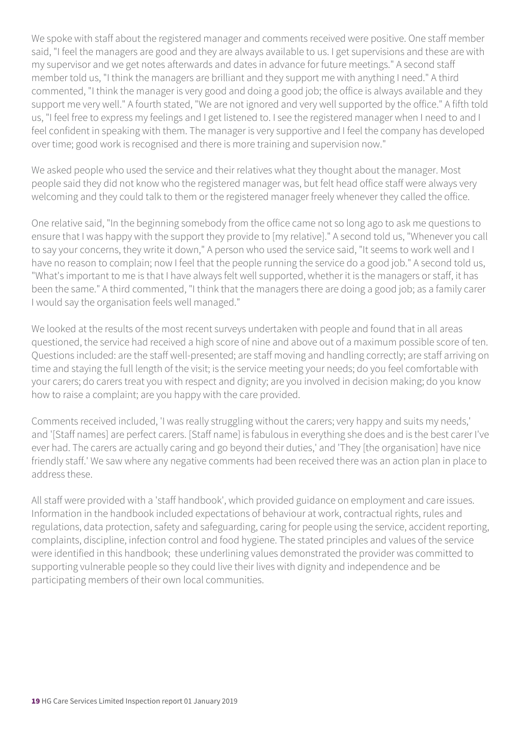We spoke with staff about the registered manager and comments received were positive. One staff member said, "I feel the managers are good and they are always available to us. I get supervisions and these are with my supervisor and we get notes afterwards and dates in advance for future meetings." A second staff member told us, "I think the managers are brilliant and they support me with anything I need." A third commented, "I think the manager is very good and doing a good job; the office is always available and they support me very well." A fourth stated, "We are not ignored and very well supported by the office." A fifth told us, "I feel free to express my feelings and I get listened to. I see the registered manager when I need to and I feel confident in speaking with them. The manager is very supportive and I feel the company has developed over time; good work is recognised and there is more training and supervision now."

We asked people who used the service and their relatives what they thought about the manager. Most people said they did not know who the registered manager was, but felt head office staff were always very welcoming and they could talk to them or the registered manager freely whenever they called the office.

One relative said, "In the beginning somebody from the office came not so long ago to ask me questions to ensure that I was happy with the support they provide to [my relative]." A second told us, "Whenever you call to say your concerns, they write it down," A person who used the service said, "It seems to work well and I have no reason to complain; now I feel that the people running the service do a good job." A second told us, "What's important to me is that I have always felt well supported, whether it is the managers or staff, it has been the same." A third commented, "I think that the managers there are doing a good job; as a family carer I would say the organisation feels well managed."

We looked at the results of the most recent surveys undertaken with people and found that in all areas questioned, the service had received a high score of nine and above out of a maximum possible score of ten. Questions included: are the staff well-presented; are staff moving and handling correctly; are staff arriving on time and staying the full length of the visit; is the service meeting your needs; do you feel comfortable with your carers; do carers treat you with respect and dignity; are you involved in decision making; do you know how to raise a complaint; are you happy with the care provided.

Comments received included, 'I was really struggling without the carers; very happy and suits my needs,' and '[Staff names] are perfect carers. [Staff name] is fabulous in everything she does and is the best carer I've ever had. The carers are actually caring and go beyond their duties,' and 'They [the organisation] have nice friendly staff.' We saw where any negative comments had been received there was an action plan in place to address these.

All staff were provided with a 'staff handbook', which provided guidance on employment and care issues. Information in the handbook included expectations of behaviour at work, contractual rights, rules and regulations, data protection, safety and safeguarding, caring for people using the service, accident reporting, complaints, discipline, infection control and food hygiene. The stated principles and values of the service were identified in this handbook; these underlining values demonstrated the provider was committed to supporting vulnerable people so they could live their lives with dignity and independence and be participating members of their own local communities.